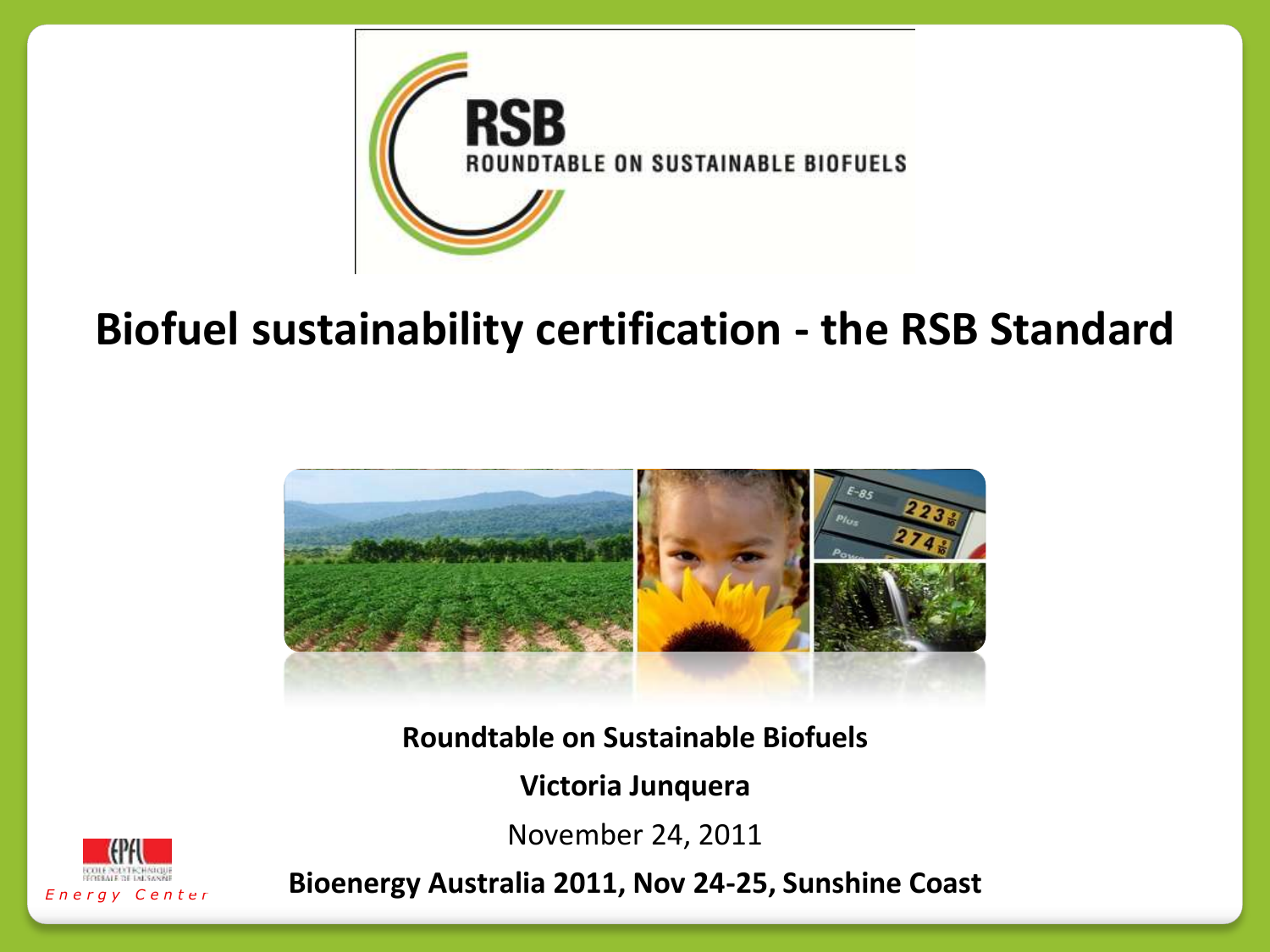RSB

ROUNDTABLE ON SUSTAINABLE BIOFUELS

# Biofuel sustainability certification - the RSB Standard

**Roundtable on Sustainable Biofuels**

**Victoria Junquera**

November 24, 2011

**Bioenergy Australia 2011, Nov 24-25, Sunshine Coast**

EPFL Energy Center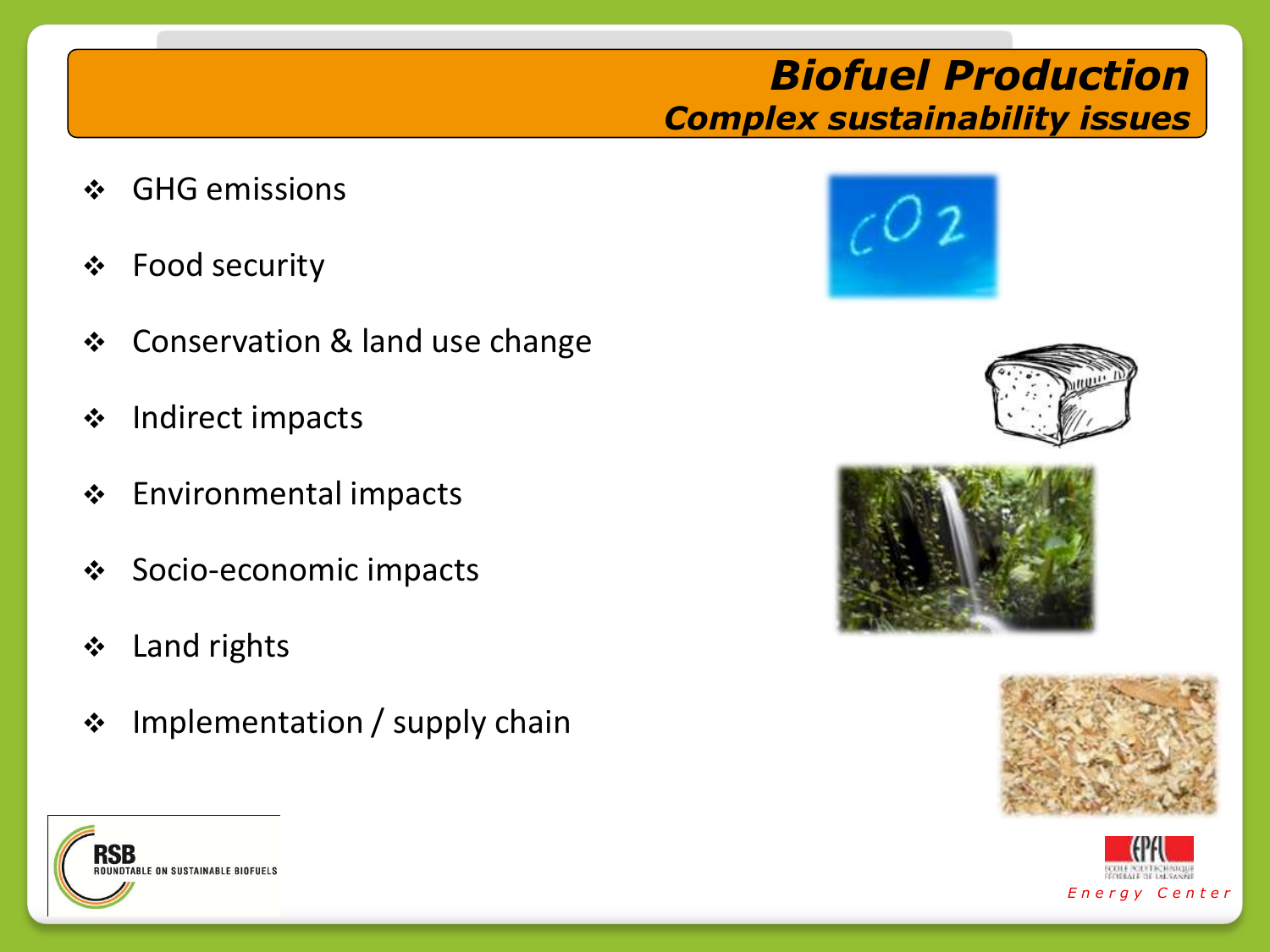# Biofuel Production

## Complex sustainability issues

- GHG emissions
- Food security
- Conservation & land use change
- Indirect impacts
- Environmental impacts
- Socio-economic impacts
- Land rights
- Implementation / supply chain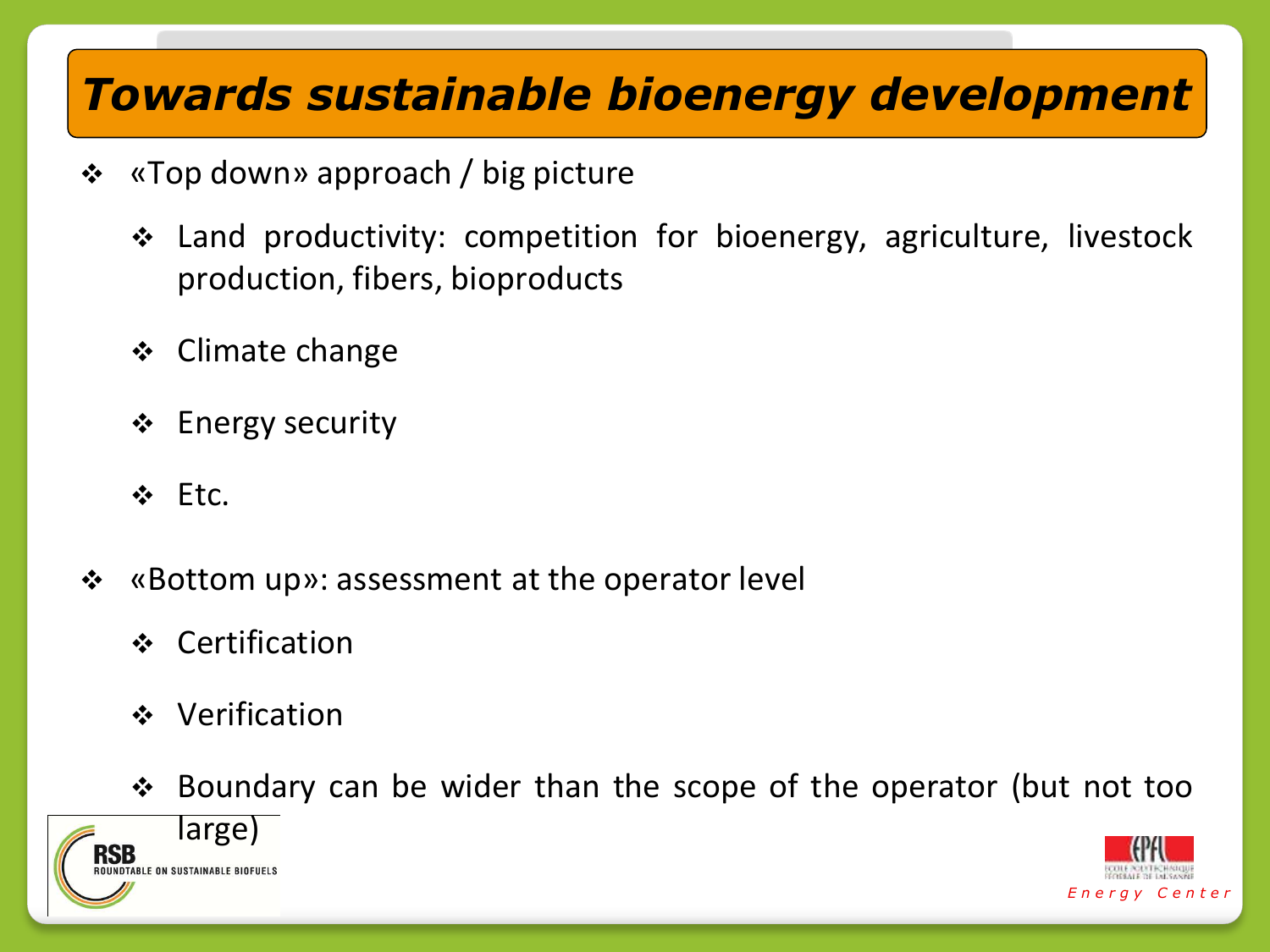# *Towards sustainable bioenergy development*

- «Top down» approach / big picture
  - Land productivity: competition for bioenergy, agriculture, livestock production, fibers, bioproducts
  - Climate change
  - Energy security
  - Etc.
- «Bottom up»: assessment at the operator level
  - Certification
  - Verification
  - Boundary can be wider than the scope of the operator (but not too large)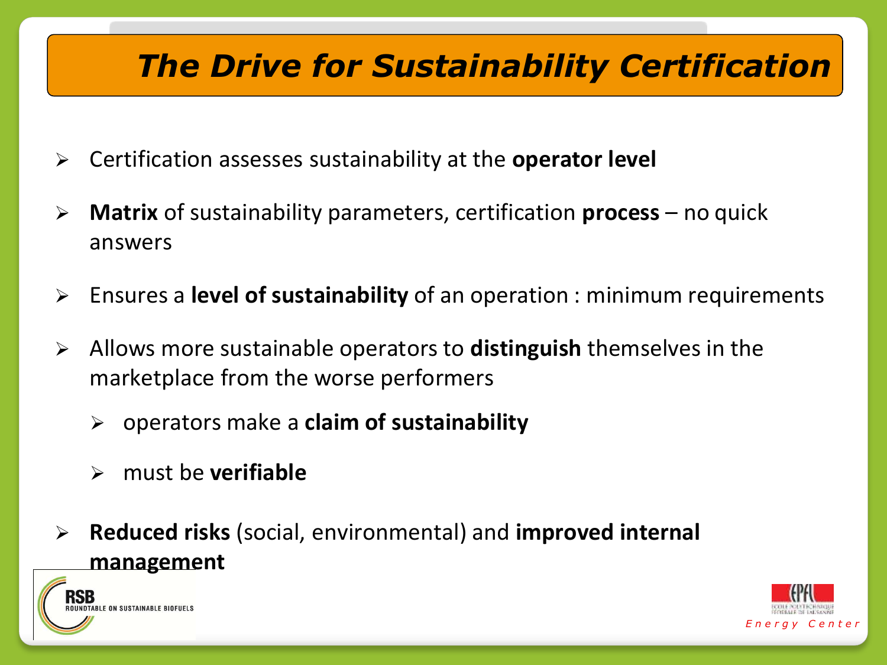# *The Drive for Sustainability Certification*

- Certification assesses sustainability at the **operator level**
- **Matrix** of sustainability parameters, certification **process** – no quick answers
- Ensures a **level of sustainability** of an operation : minimum requirements
- Allows more sustainable operators to **distinguish** themselves in the marketplace from the worse performers
  - operators make a **claim of sustainability**
  - must be **verifiable**
- **Reduced risks** (social, environmental) and **improved internal management**

RSB ROUNDTABLE ON SUSTAINABLE BIOFUELS

EPFL ECOLE POLYTECHNIQUE FEDERALE DE LAUSANNE Energy Center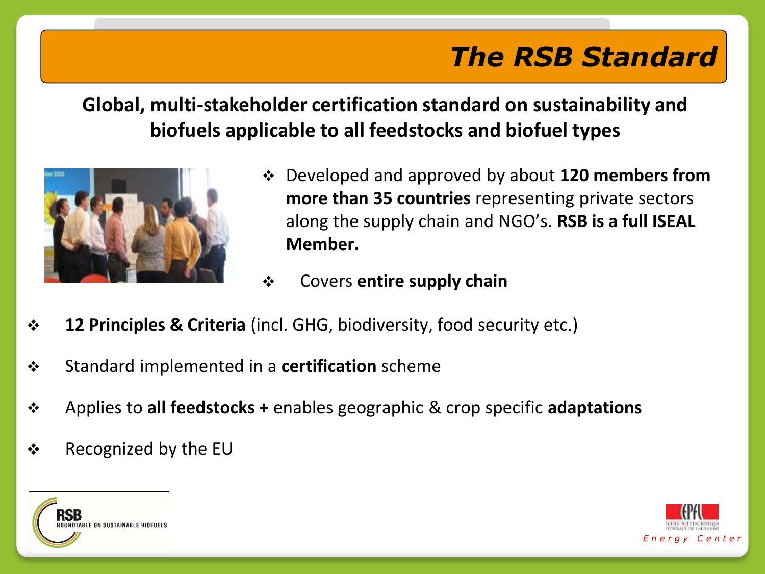# The RSB Standard

**Global, multi-stakeholder certification standard on sustainability and biofuels applicable to all feedstocks and biofuel types**

- Developed and approved by about **120 members from more than 35 countries** representing private sectors along the supply chain and NGO's. **RSB is a full ISEAL Member.**
- Covers **entire supply chain**
- **12 Principles & Criteria** (incl. GHG, biodiversity, food security etc.)
- Standard implemented in a **certification** scheme
- Applies to **all feedstocks +** enables geographic & crop specific **adaptations**
- Recognized by the EU

RSB ROUNDTABLE ON SUSTAINABLE BIOFUELS

EPFL ECOLE POLYTECHNIQUE FEDERALE DE LAUSANNE *Energy Center*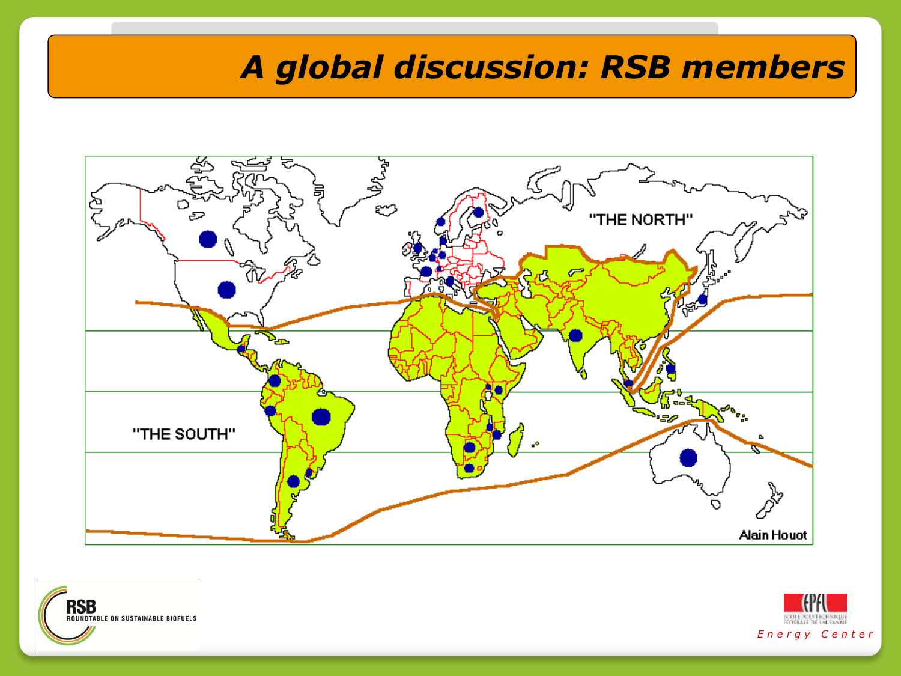# A global discussion: RSB members

"THE NORTH"

"THE SOUTH"

Alain Houot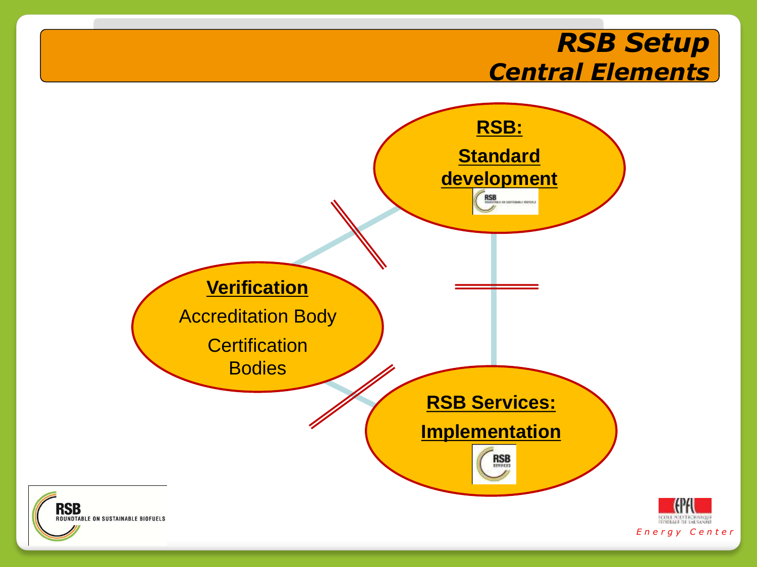# RSB Setup
## Central Elements

**RSB:**

**Standard development**

**Verification**

Accreditation Body

Certification Bodies

**RSB Services:**

**Implementation**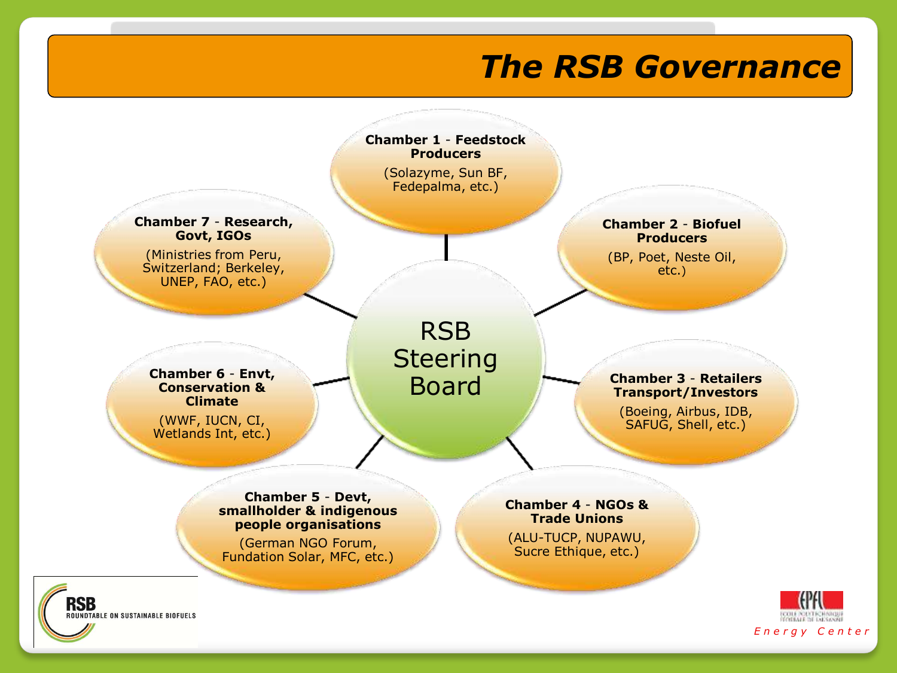# The RSB Governance

**RSB Steering Board**

- **Chamber 1 - Feedstock Producers** (Solazyme, Sun BF, Fedepalma, etc.)
- **Chamber 2 - Biofuel Producers** (BP, Poet, Neste Oil, etc.)
- **Chamber 3 - Retailers Transport/Investors** (Boeing, Airbus, IDB, SAFUG, Shell, etc.)
- **Chamber 4 - NGOs & Trade Unions** (ALU-TUCP, NUPAWU, Sucre Ethique, etc.)
- **Chamber 5 - Devt, smallholder & indigenous people organisations** (German NGO Forum, Fundation Solar, MFC, etc.)
- **Chamber 6 - Envt, Conservation & Climate** (WWF, IUCN, CI, Wetlands Int, etc.)
- **Chamber 7 - Research, Govt, IGOs** (Ministries from Peru, Switzerland; Berkeley, UNEP, FAO, etc.)

RSB ROUNDTABLE ON SUSTAINABLE BIOFUELS

EPFL Energy Center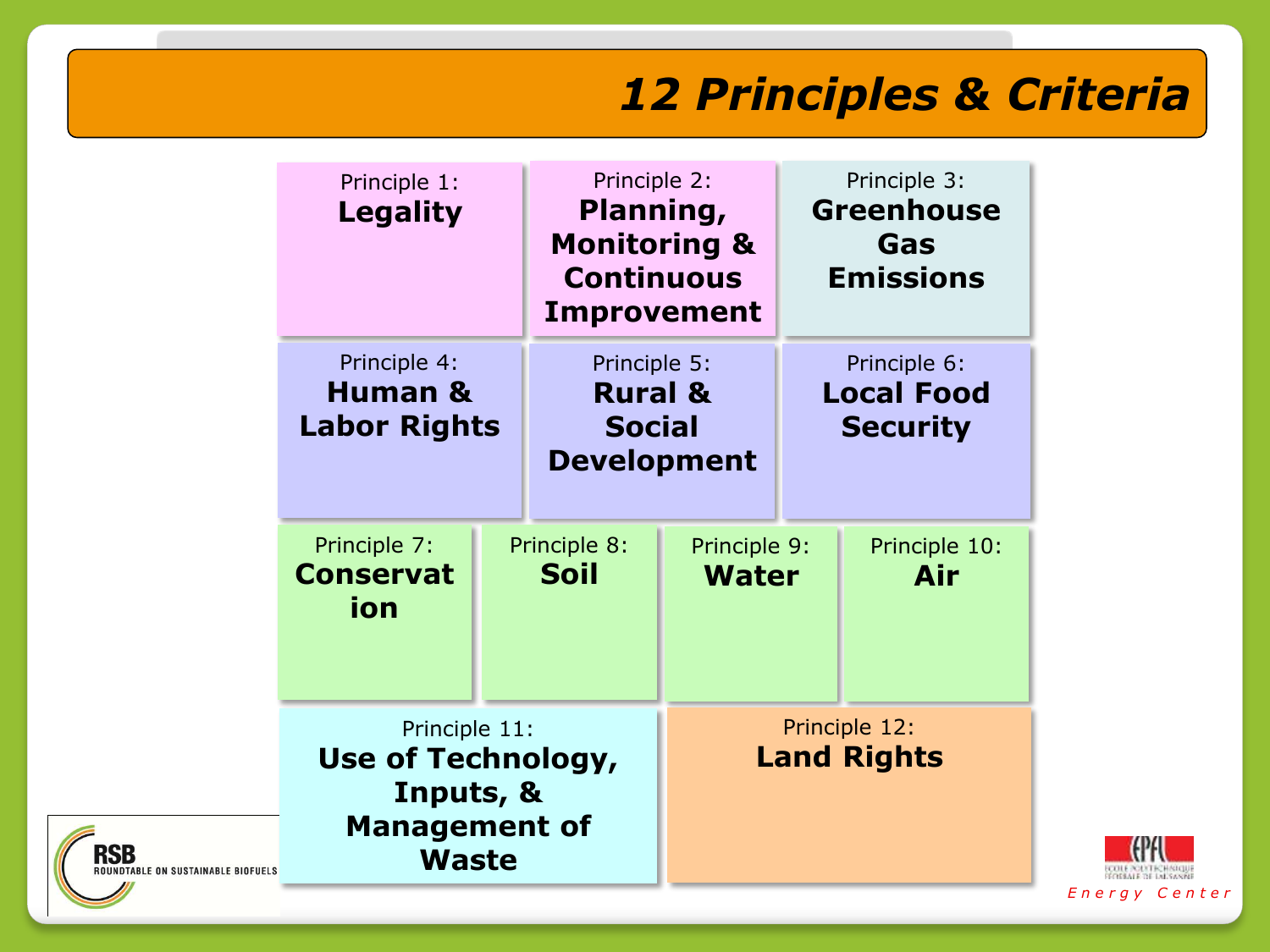# 12 Principles & Criteria

- Principle 1: **Legality**
- Principle 2: **Planning, Monitoring & Continuous Improvement**
- Principle 3: **Greenhouse Gas Emissions**
- Principle 4: **Human & Labor Rights**
- Principle 5: **Rural & Social Development**
- Principle 6: **Local Food Security**
- Principle 7: **Conservation**
- Principle 8: **Soil**
- Principle 9: **Water**
- Principle 10: **Air**
- Principle 11: **Use of Technology, Inputs, & Management of Waste**
- Principle 12: **Land Rights**

RSB ROUNDTABLE ON SUSTAINABLE BIOFUELS

EPFL Energy Center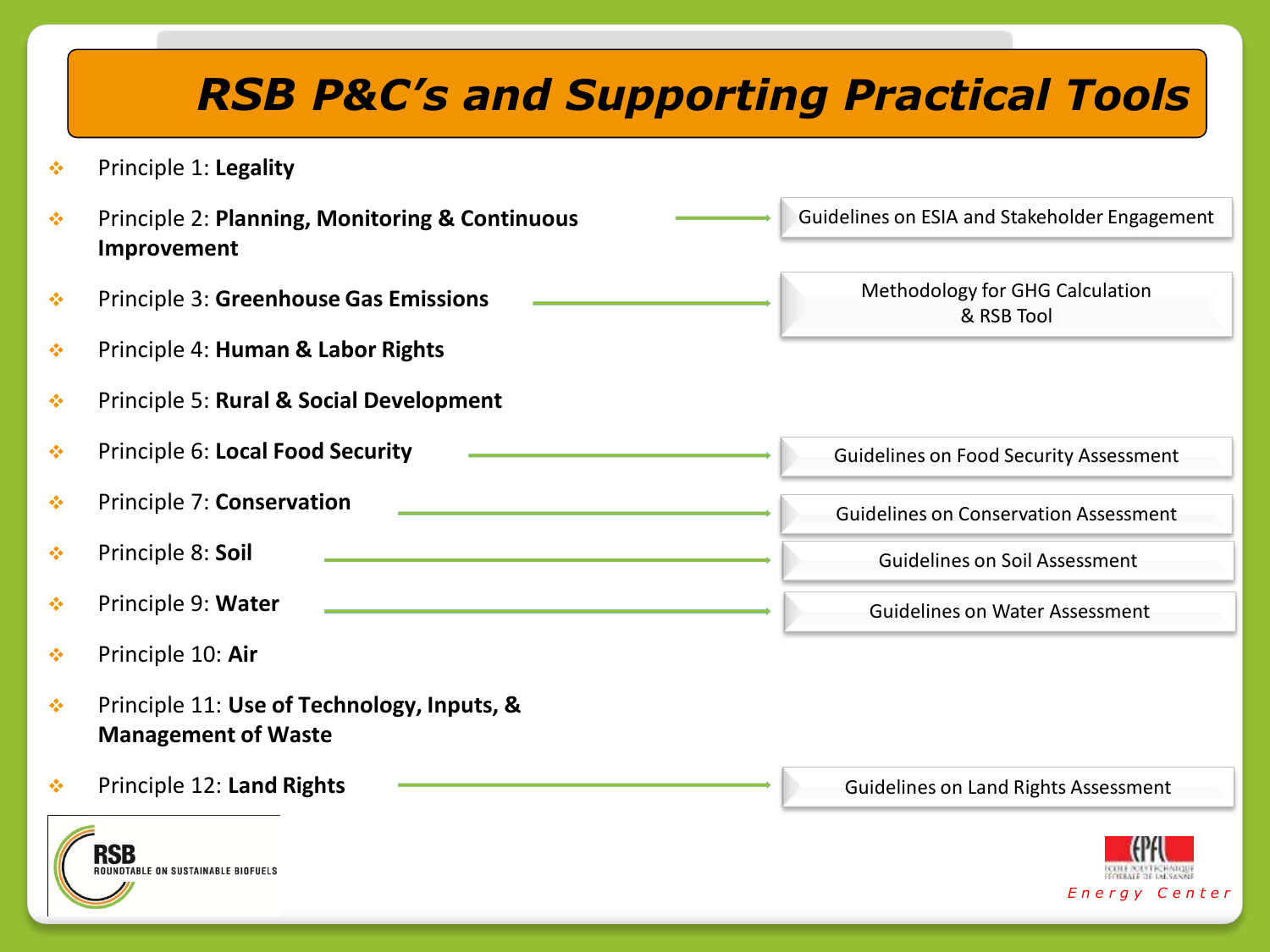# RSB P&C's and Supporting Practical Tools

- Principle 1: **Legality**
- Principle 2: **Planning, Monitoring & Continuous Improvement** → Guidelines on ESIA and Stakeholder Engagement
- Principle 3: **Greenhouse Gas Emissions** → Methodology for GHG Calculation & RSB Tool
- Principle 4: **Human & Labor Rights**
- Principle 5: **Rural & Social Development**
- Principle 6: **Local Food Security** → Guidelines on Food Security Assessment
- Principle 7: **Conservation** → Guidelines on Conservation Assessment
- Principle 8: **Soil** → Guidelines on Soil Assessment
- Principle 9: **Water** → Guidelines on Water Assessment
- Principle 10: **Air**
- Principle 11: **Use of Technology, Inputs, & Management of Waste**
- Principle 12: **Land Rights** → Guidelines on Land Rights Assessment

RSB ROUNDTABLE ON SUSTAINABLE BIOFUELS

EPFL Energy Center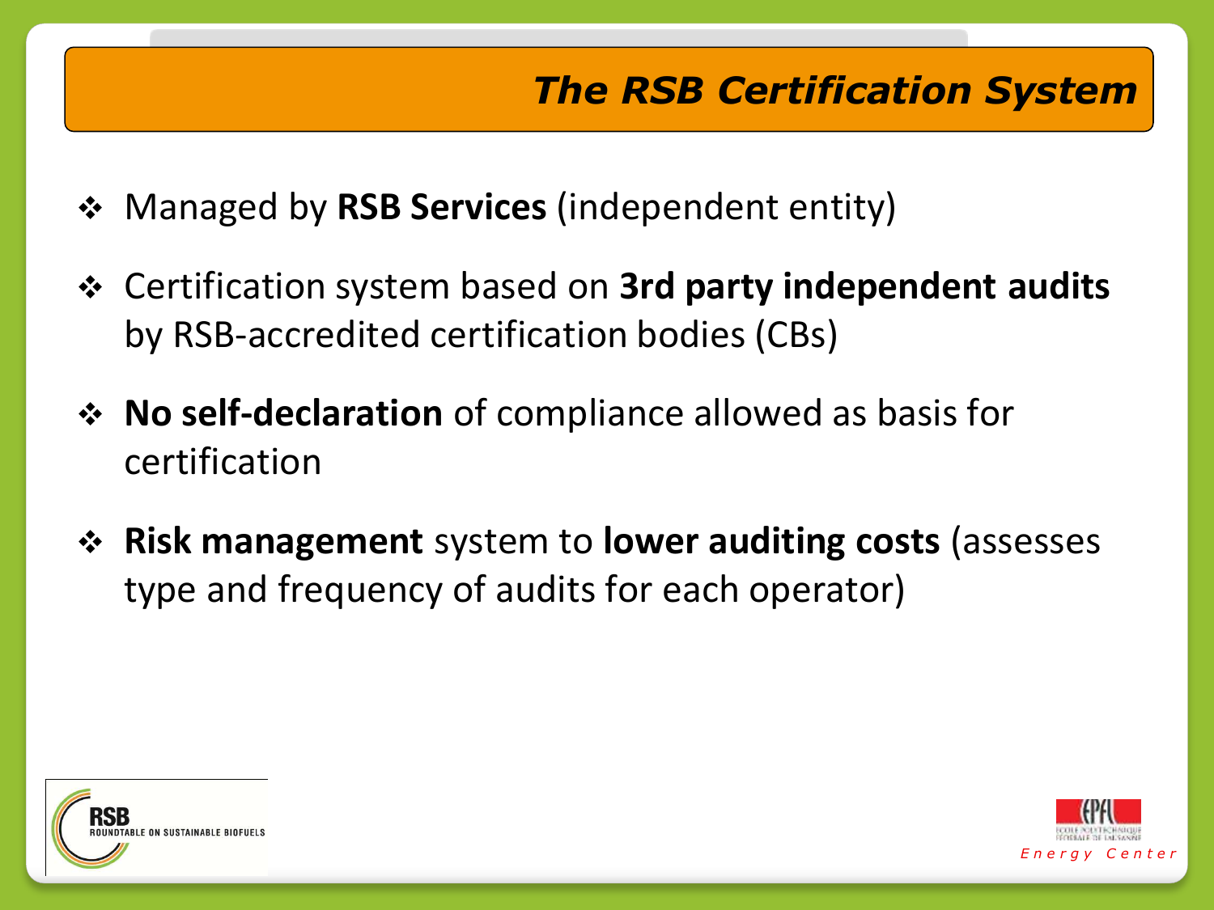# The RSB Certification System

- Managed by **RSB Services** (independent entity)
- Certification system based on **3rd party independent audits** by RSB-accredited certification bodies (CBs)
- **No self-declaration** of compliance allowed as basis for certification
- **Risk management** system to **lower auditing costs** (assesses type and frequency of audits for each operator)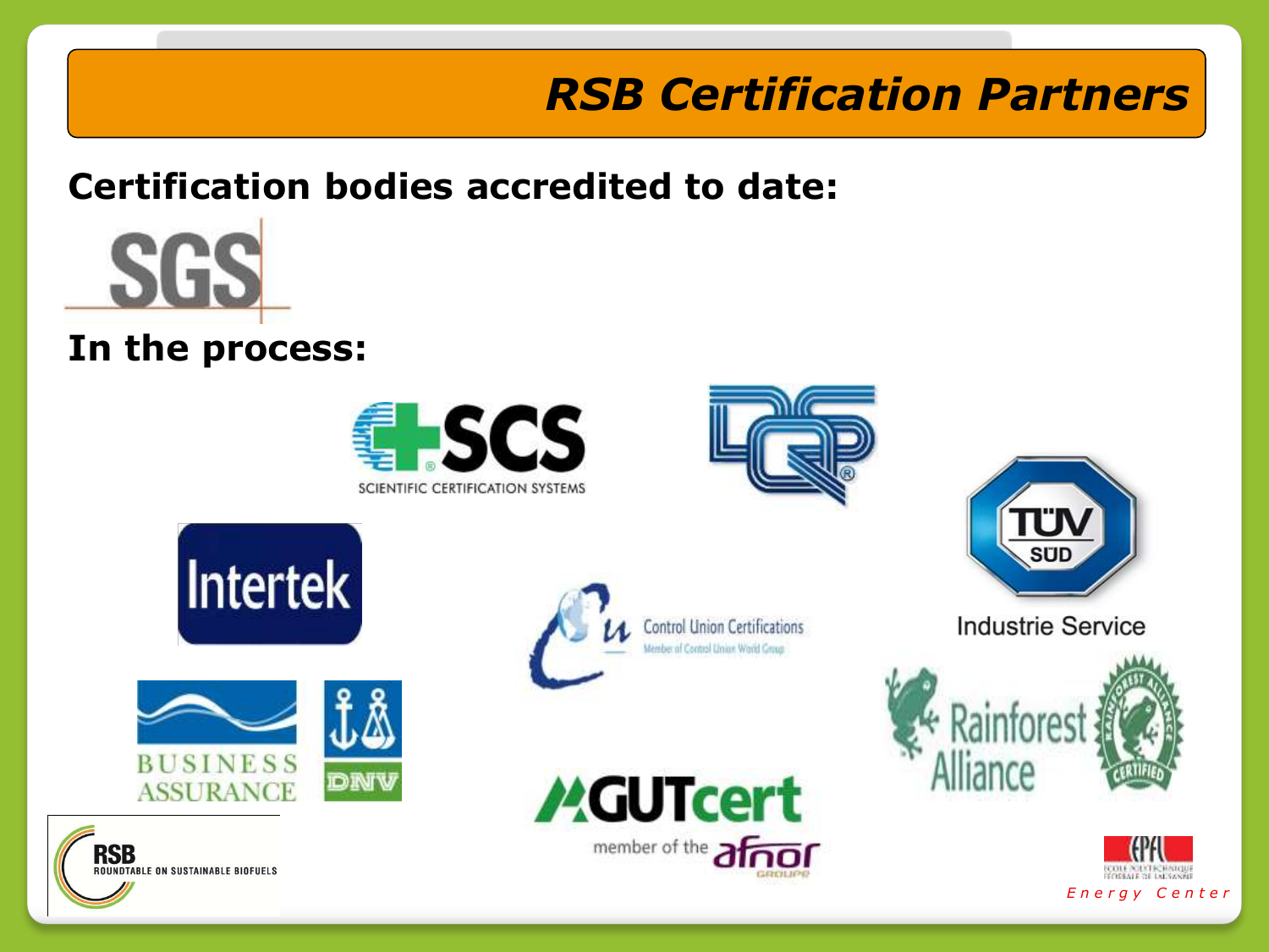# RSB Certification Partners

**Certification bodies accredited to date:**

SGS

**In the process:**

SCS Scientific Certification Systems

DQS

TÜV SÜD Industrie Service

Intertek

Control Union Certifications
Member of Control Union World Group

Business Assurance DNV

GUTcert member of the afnor groupe

Rainforest Alliance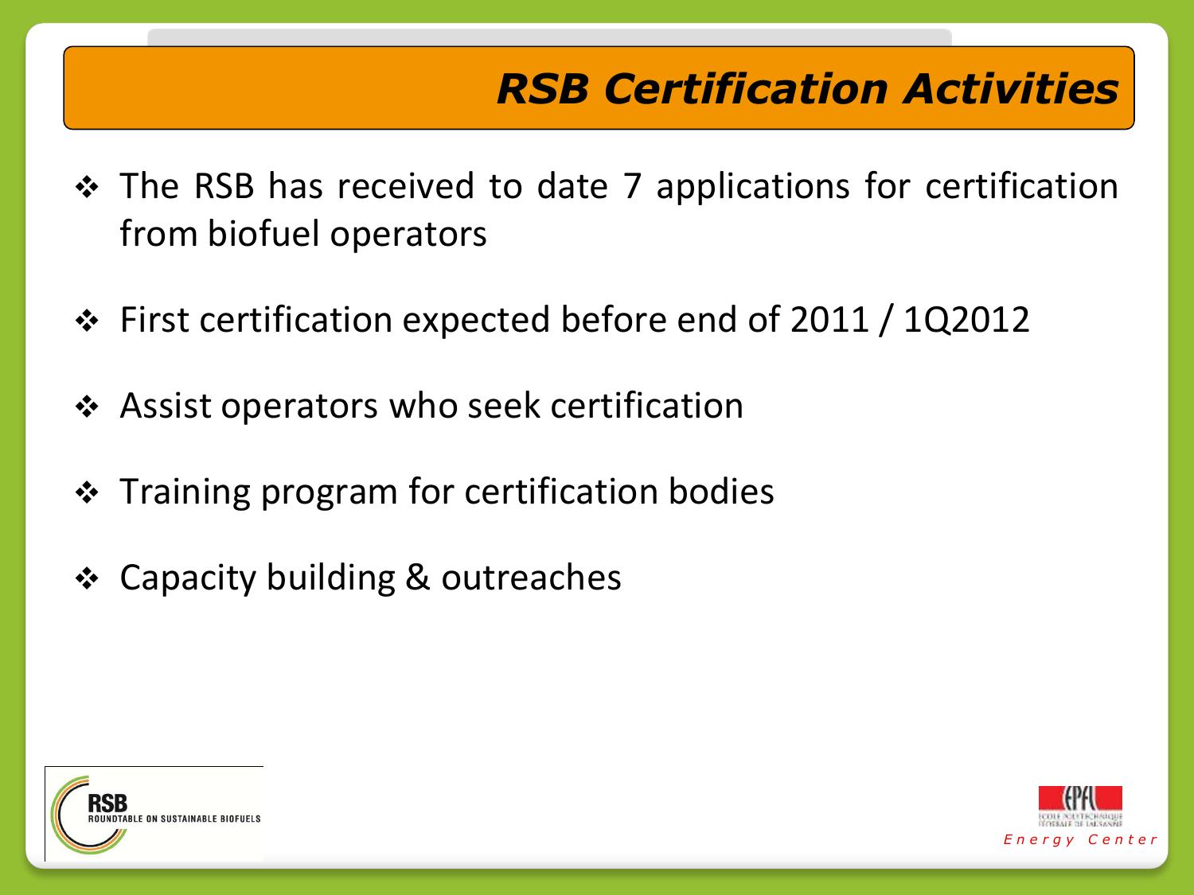# RSB Certification Activities

- The RSB has received to date 7 applications for certification from biofuel operators
- First certification expected before end of 2011 / 1Q2012
- Assist operators who seek certification
- Training program for certification bodies
- Capacity building & outreaches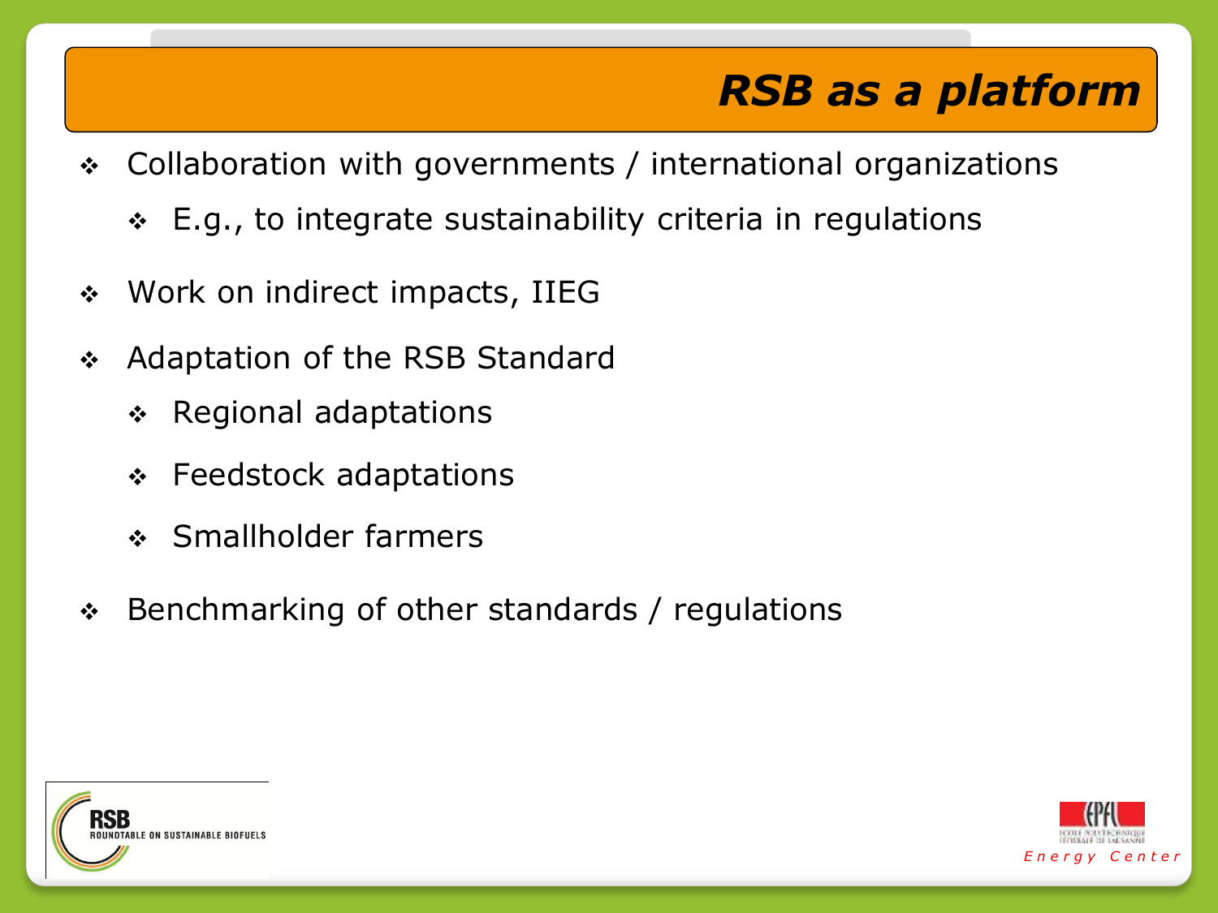# RSB as a platform

- Collaboration with governments / international organizations
  - E.g., to integrate sustainability criteria in regulations
- Work on indirect impacts, IIEG
- Adaptation of the RSB Standard
  - Regional adaptations
  - Feedstock adaptations
  - Smallholder farmers
- Benchmarking of other standards / regulations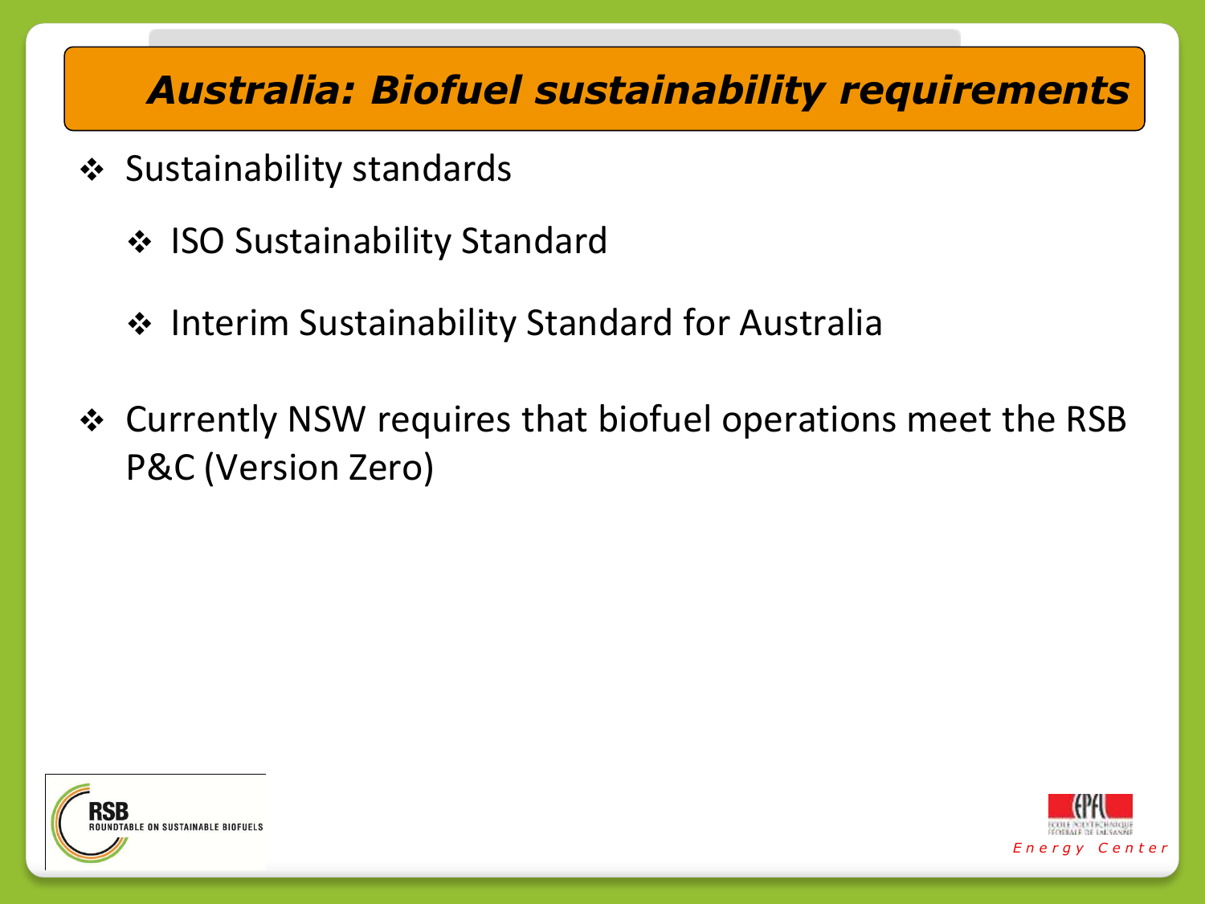# *Australia: Biofuel sustainability requirements*

- Sustainability standards
  - ISO Sustainability Standard
  - Interim Sustainability Standard for Australia
- Currently NSW requires that biofuel operations meet the RSB P&C (Version Zero)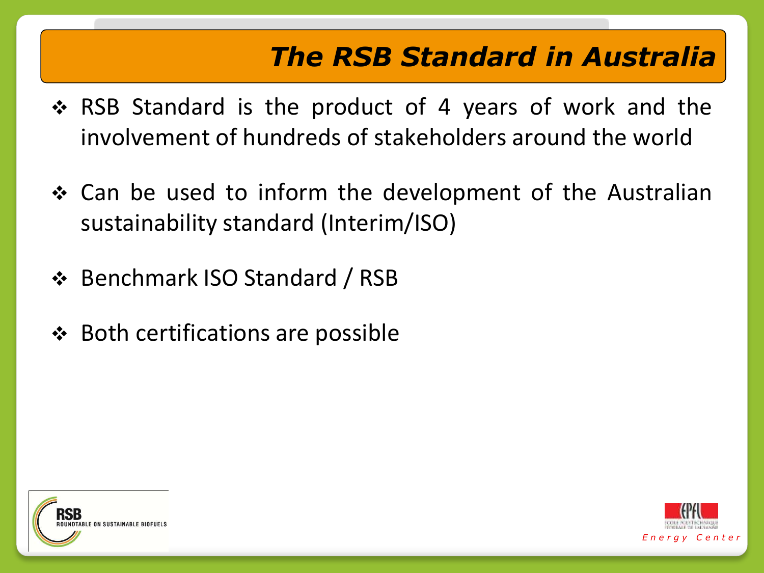# The RSB Standard in Australia

- RSB Standard is the product of 4 years of work and the involvement of hundreds of stakeholders around the world
- Can be used to inform the development of the Australian sustainability standard (Interim/ISO)
- Benchmark ISO Standard / RSB
- Both certifications are possible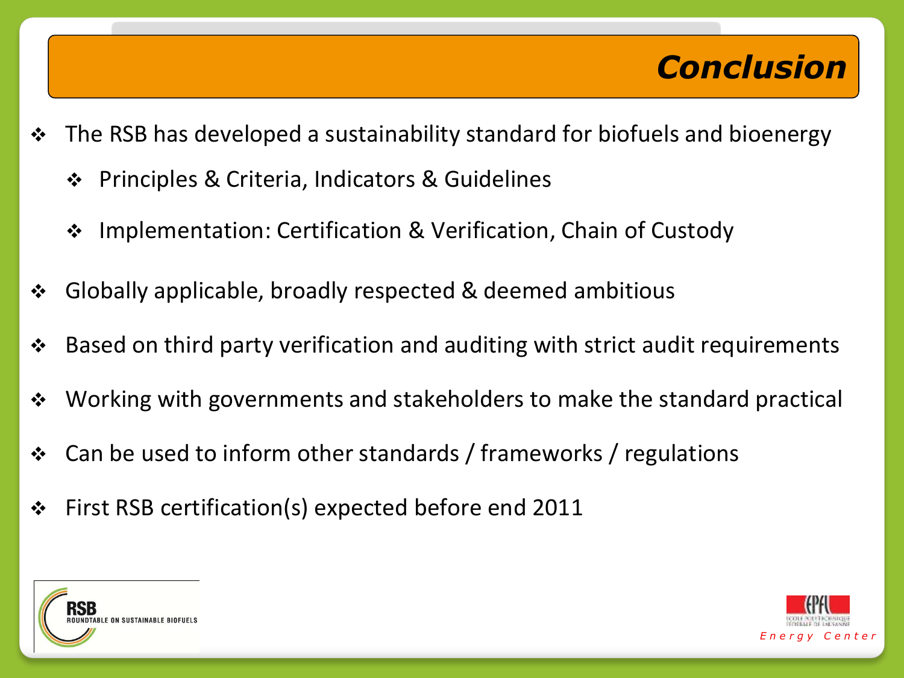# Conclusion

- The RSB has developed a sustainability standard for biofuels and bioenergy
  - Principles & Criteria, Indicators & Guidelines
  - Implementation: Certification & Verification, Chain of Custody
- Globally applicable, broadly respected & deemed ambitious
- Based on third party verification and auditing with strict audit requirements
- Working with governments and stakeholders to make the standard practical
- Can be used to inform other standards / frameworks / regulations
- First RSB certification(s) expected before end 2011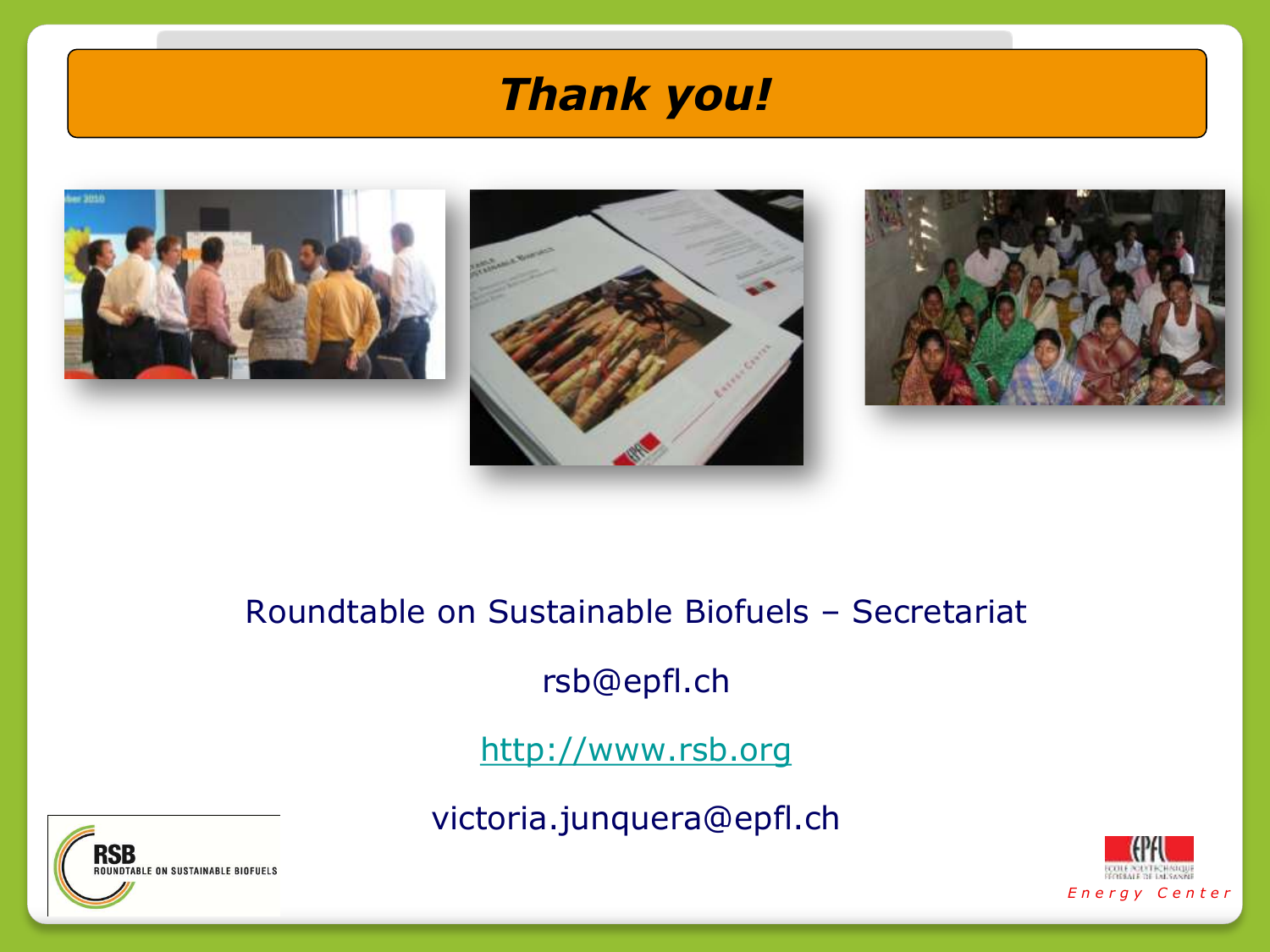# *Thank you!*

Roundtable on Sustainable Biofuels – Secretariat

rsb@epfl.ch

http://www.rsb.org

victoria.junquera@epfl.ch